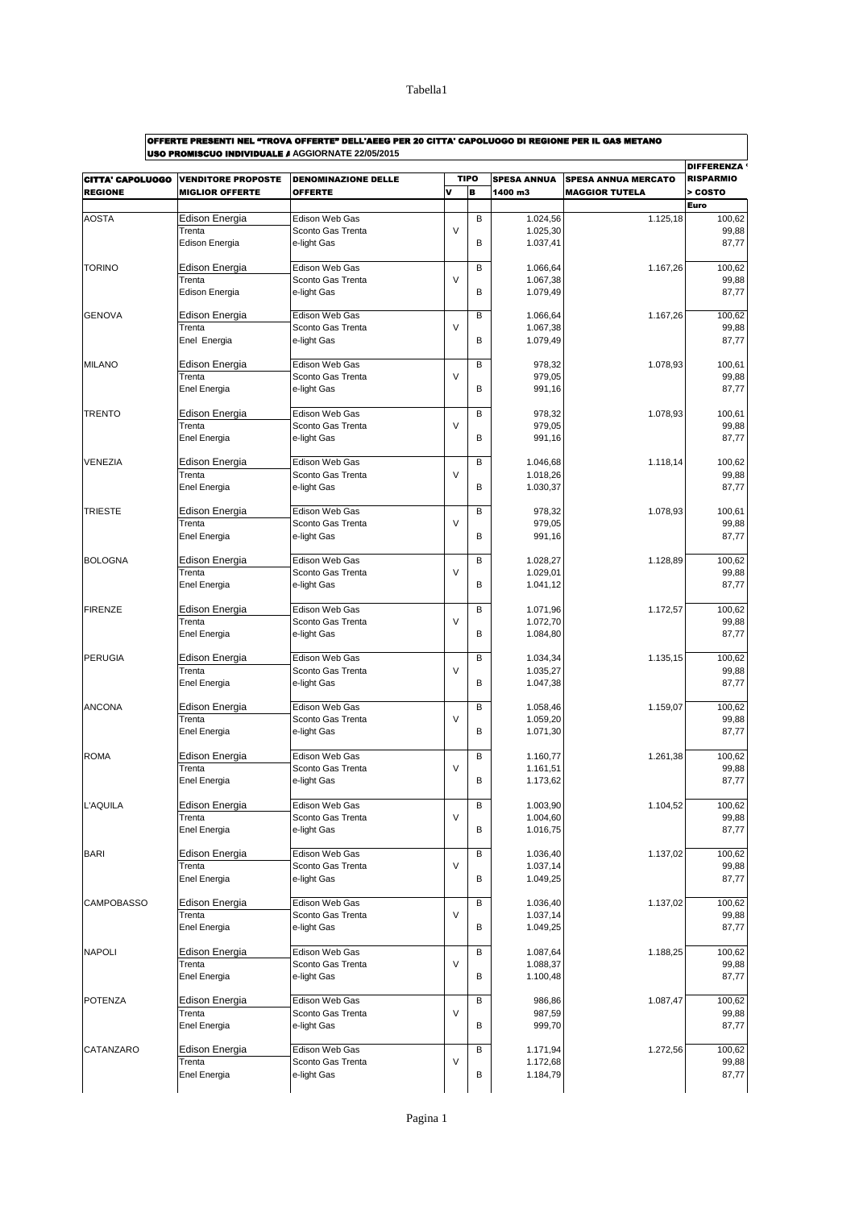**OFFERTE PRESENTI NEL "TROVA OFFERTE" DELL'AEEG PER 20 CITTA' CAPOLUOGO DI REGIONE PER IL GAS METANO**
**USO PROMISCUO INDIVIDUALE A** AGGIORNATE 22/05/2015

| CITTA' CAPOLUOGO REGIONE | VENDITORE PROPOSTE MIGLIOR OFFERTE | DENOMINAZIONE DELLE OFFERTE | TIPO V | TIPO B | SPESA ANNUA 1400 m3 | SPESA ANNUA MERCATO MAGGIOR TUTELA | DIFFERENZA RISPARMIO > COSTO Euro |
|---|---|---|---|---|---|---|---|
| AOSTA | Edison Energia | Edison Web Gas | | B | 1.024,56 | 1.125,18 | 100,62 |
| | Trenta | Sconto Gas Trenta | V | | 1.025,30 | | 99,88 |
| | Edison Energia | e-light Gas | | B | 1.037,41 | | 87,77 |
| TORINO | Edison Energia | Edison Web Gas | | B | 1.066,64 | 1.167,26 | 100,62 |
| | Trenta | Sconto Gas Trenta | V | | 1.067,38 | | 99,88 |
| | Edison Energia | e-light Gas | | B | 1.079,49 | | 87,77 |
| GENOVA | Edison Energia | Edison Web Gas | | B | 1.066,64 | 1.167,26 | 100,62 |
| | Trenta | Sconto Gas Trenta | V | | 1.067,38 | | 99,88 |
| | Enel Energia | e-light Gas | | B | 1.079,49 | | 87,77 |
| MILANO | Edison Energia | Edison Web Gas | | B | 978,32 | 1.078,93 | 100,61 |
| | Trenta | Sconto Gas Trenta | V | | 979,05 | | 99,88 |
| | Enel Energia | e-light Gas | | B | 991,16 | | 87,77 |
| TRENTO | Edison Energia | Edison Web Gas | | B | 978,32 | 1.078,93 | 100,61 |
| | Trenta | Sconto Gas Trenta | V | | 979,05 | | 99,88 |
| | Enel Energia | e-light Gas | | B | 991,16 | | 87,77 |
| VENEZIA | Edison Energia | Edison Web Gas | | B | 1.046,68 | 1.118,14 | 100,62 |
| | Trenta | Sconto Gas Trenta | V | | 1.018,26 | | 99,88 |
| | Enel Energia | e-light Gas | | B | 1.030,37 | | 87,77 |
| TRIESTE | Edison Energia | Edison Web Gas | | B | 978,32 | 1.078,93 | 100,61 |
| | Trenta | Sconto Gas Trenta | V | | 979,05 | | 99,88 |
| | Enel Energia | e-light Gas | | B | 991,16 | | 87,77 |
| BOLOGNA | Edison Energia | Edison Web Gas | | B | 1.028,27 | 1.128,89 | 100,62 |
| | Trenta | Sconto Gas Trenta | V | | 1.029,01 | | 99,88 |
| | Enel Energia | e-light Gas | | B | 1.041,12 | | 87,77 |
| FIRENZE | Edison Energia | Edison Web Gas | | B | 1.071,96 | 1.172,57 | 100,62 |
| | Trenta | Sconto Gas Trenta | V | | 1.072,70 | | 99,88 |
| | Enel Energia | e-light Gas | | B | 1.084,80 | | 87,77 |
| PERUGIA | Edison Energia | Edison Web Gas | | B | 1.034,34 | 1.135,15 | 100,62 |
| | Trenta | Sconto Gas Trenta | V | | 1.035,27 | | 99,88 |
| | Enel Energia | e-light Gas | | B | 1.047,38 | | 87,77 |
| ANCONA | Edison Energia | Edison Web Gas | | B | 1.058,46 | 1.159,07 | 100,62 |
| | Trenta | Sconto Gas Trenta | V | | 1.059,20 | | 99,88 |
| | Enel Energia | e-light Gas | | B | 1.071,30 | | 87,77 |
| ROMA | Edison Energia | Edison Web Gas | | B | 1.160,77 | 1.261,38 | 100,62 |
| | Trenta | Sconto Gas Trenta | V | | 1.161,51 | | 99,88 |
| | Enel Energia | e-light Gas | | B | 1.173,62 | | 87,77 |
| L'AQUILA | Edison Energia | Edison Web Gas | | B | 1.003,90 | 1.104,52 | 100,62 |
| | Trenta | Sconto Gas Trenta | V | | 1.004,60 | | 99,88 |
| | Enel Energia | e-light Gas | | B | 1.016,75 | | 87,77 |
| BARI | Edison Energia | Edison Web Gas | | B | 1.036,40 | 1.137,02 | 100,62 |
| | Trenta | Sconto Gas Trenta | V | | 1.037,14 | | 99,88 |
| | Enel Energia | e-light Gas | | B | 1.049,25 | | 87,77 |
| CAMPOBASSO | Edison Energia | Edison Web Gas | | B | 1.036,40 | 1.137,02 | 100,62 |
| | Trenta | Sconto Gas Trenta | V | | 1.037,14 | | 99,88 |
| | Enel Energia | e-light Gas | | B | 1.049,25 | | 87,77 |
| NAPOLI | Edison Energia | Edison Web Gas | | B | 1.087,64 | 1.188,25 | 100,62 |
| | Trenta | Sconto Gas Trenta | V | | 1.088,37 | | 99,88 |
| | Enel Energia | e-light Gas | | B | 1.100,48 | | 87,77 |
| POTENZA | Edison Energia | Edison Web Gas | | B | 986,86 | 1.087,47 | 100,62 |
| | Trenta | Sconto Gas Trenta | V | | 987,59 | | 99,88 |
| | Enel Energia | e-light Gas | | B | 999,70 | | 87,77 |
| CATANZARO | Edison Energia | Edison Web Gas | | B | 1.171,94 | 1.272,56 | 100,62 |
| | Trenta | Sconto Gas Trenta | V | | 1.172,68 | | 99,88 |
| | Enel Energia | e-light Gas | | B | 1.184,79 | | 87,77 |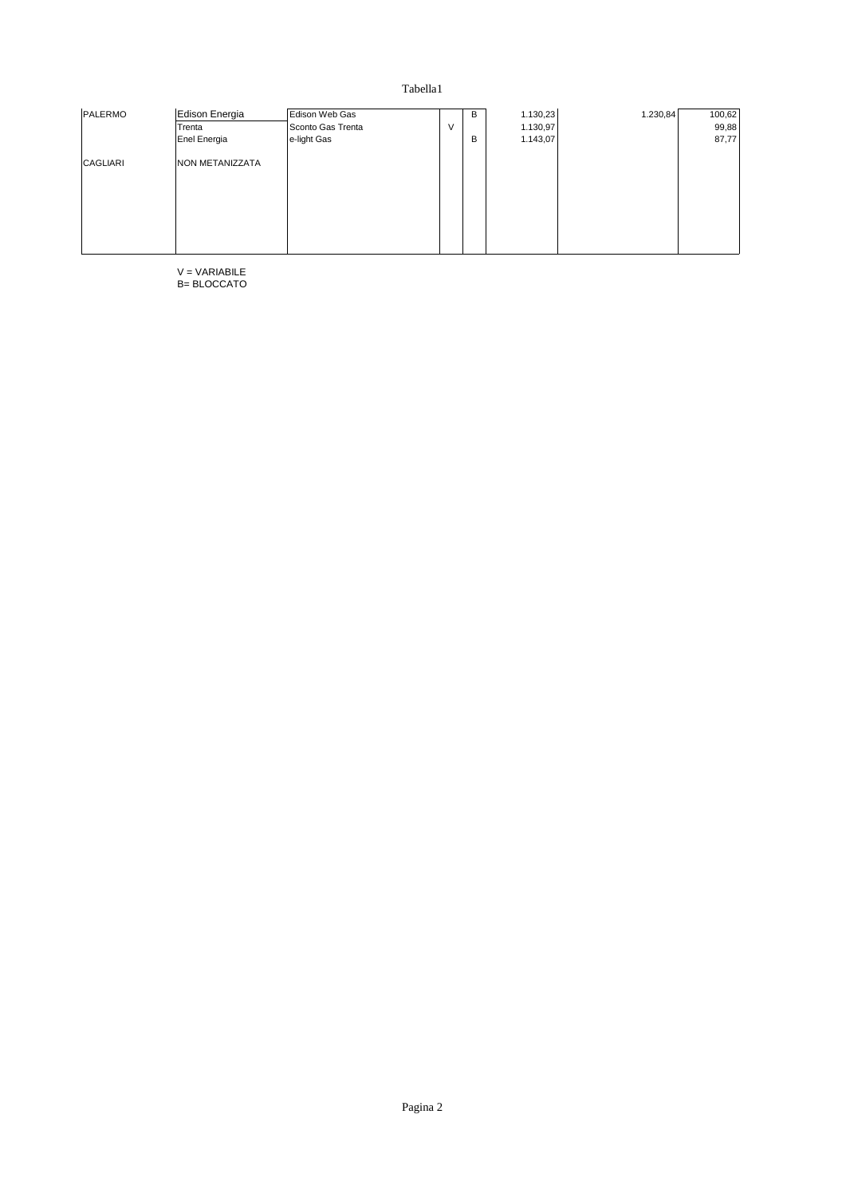| | | | | | | | |
|---|---|---|---|---|---|---|---|
| PALERMO | Edison Energia | Edison Web Gas | | B | 1.130,23 | 1.230,84 | 100,62 |
| | Trenta | Sconto Gas Trenta | V | | 1.130,97 | | 99,88 |
| | Enel Energia | e-light Gas | | B | 1.143,07 | | 87,77 |
| CAGLIARI | NON METANIZZATA | | | | | | |

V = VARIABILE
B= BLOCCATO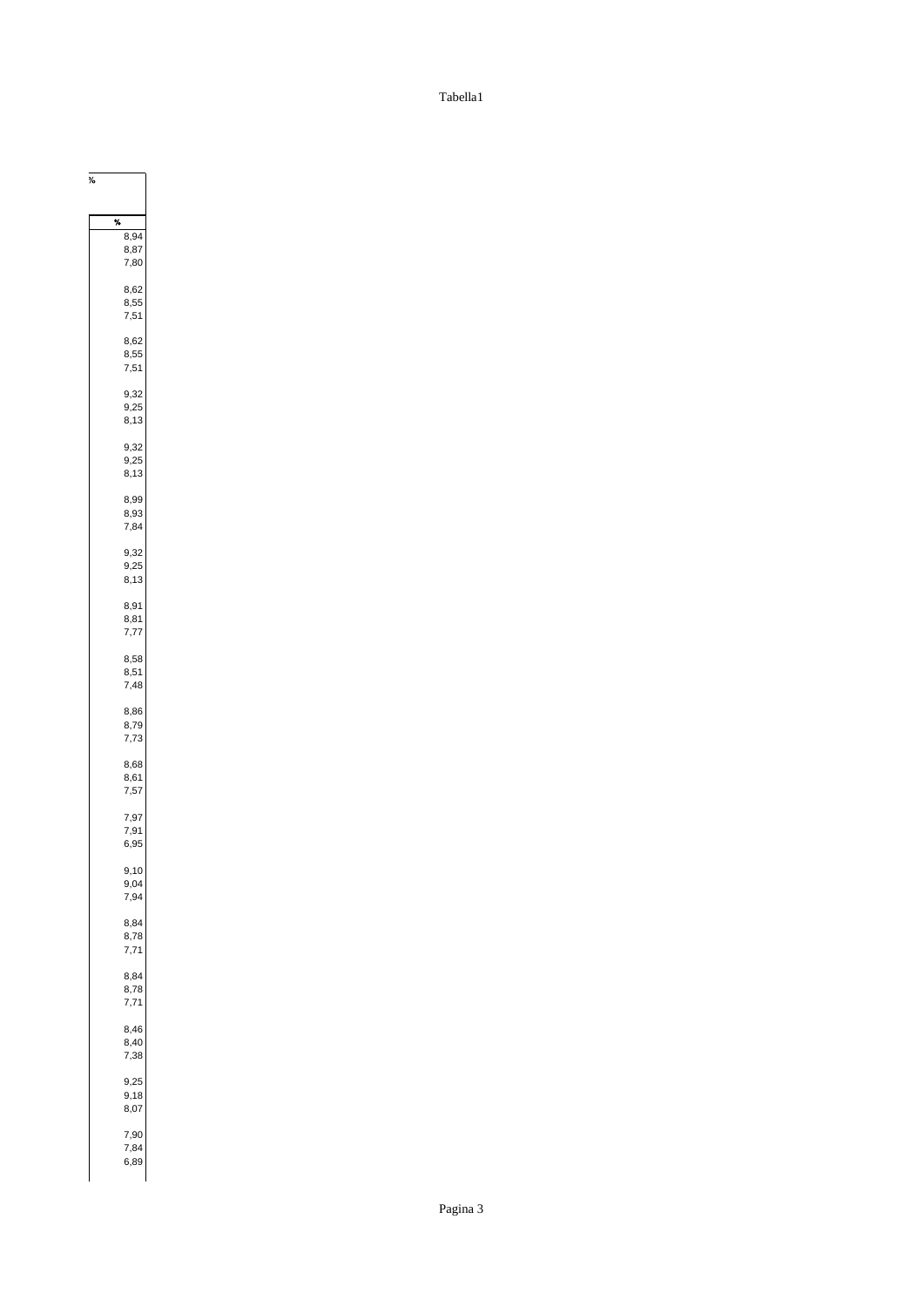| % |
|---|
| % |
| 8,94 |
| 8,87 |
| 7,80 |
| |
| 8,62 |
| 8,55 |
| 7,51 |
| |
| 8,62 |
| 8,55 |
| 7,51 |
| |
| 9,32 |
| 9,25 |
| 8,13 |
| |
| 9,32 |
| 9,25 |
| 8,13 |
| |
| 8,99 |
| 8,93 |
| 7,84 |
| |
| 9,32 |
| 9,25 |
| 8,13 |
| |
| 8,91 |
| 8,81 |
| 7,77 |
| |
| 8,58 |
| 8,51 |
| 7,48 |
| |
| 8,86 |
| 8,79 |
| 7,73 |
| |
| 8,68 |
| 8,61 |
| 7,57 |
| |
| 7,97 |
| 7,91 |
| 6,95 |
| |
| 9,10 |
| 9,04 |
| 7,94 |
| |
| 8,84 |
| 8,78 |
| 7,71 |
| |
| 8,84 |
| 8,78 |
| 7,71 |
| |
| 8,46 |
| 8,40 |
| 7,38 |
| |
| 9,25 |
| 9,18 |
| 8,07 |
| |
| 7,90 |
| 7,84 |
| 6,89 |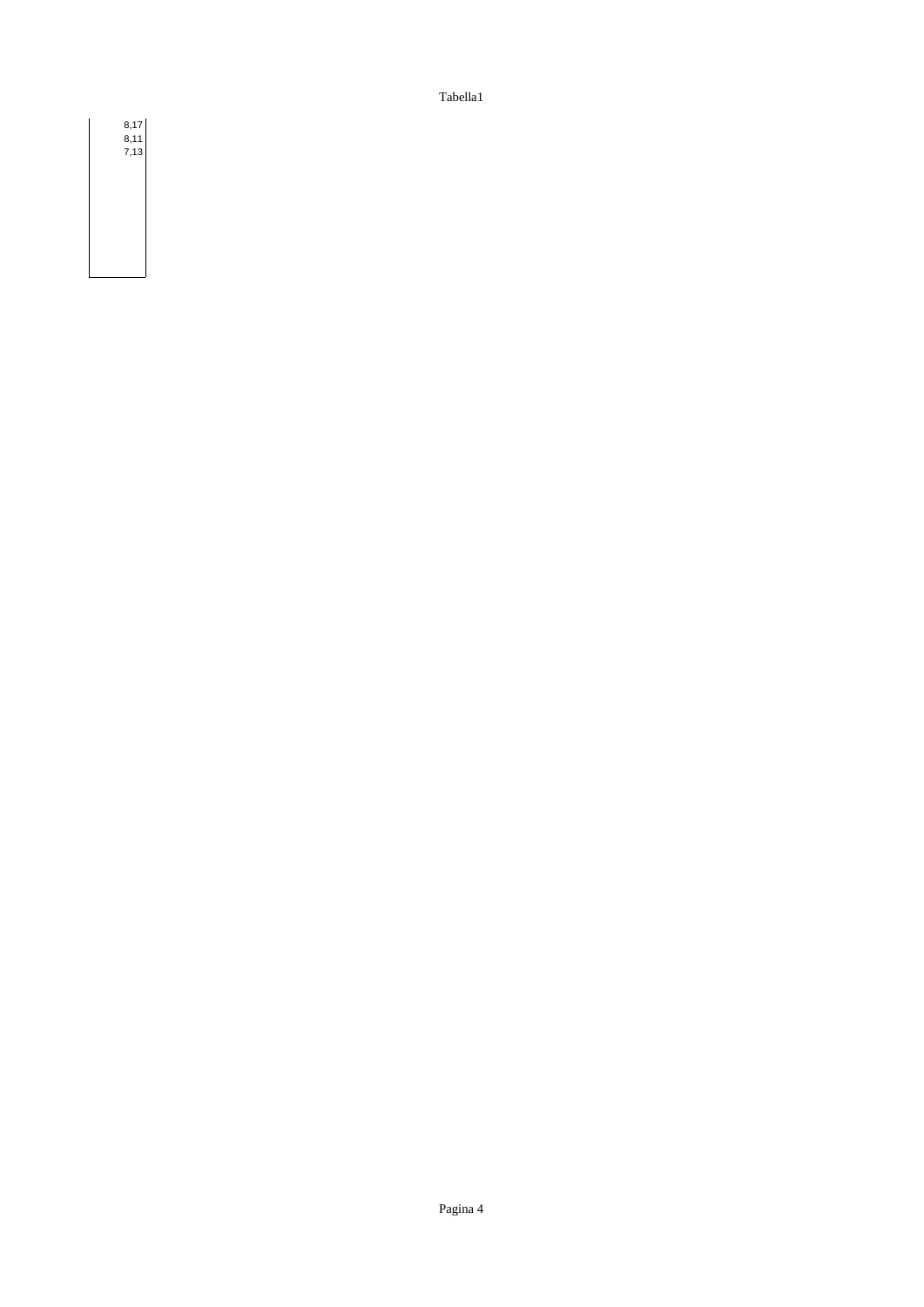| |
|---|
| 8,17 |
| 8,11 |
| 7,13 |